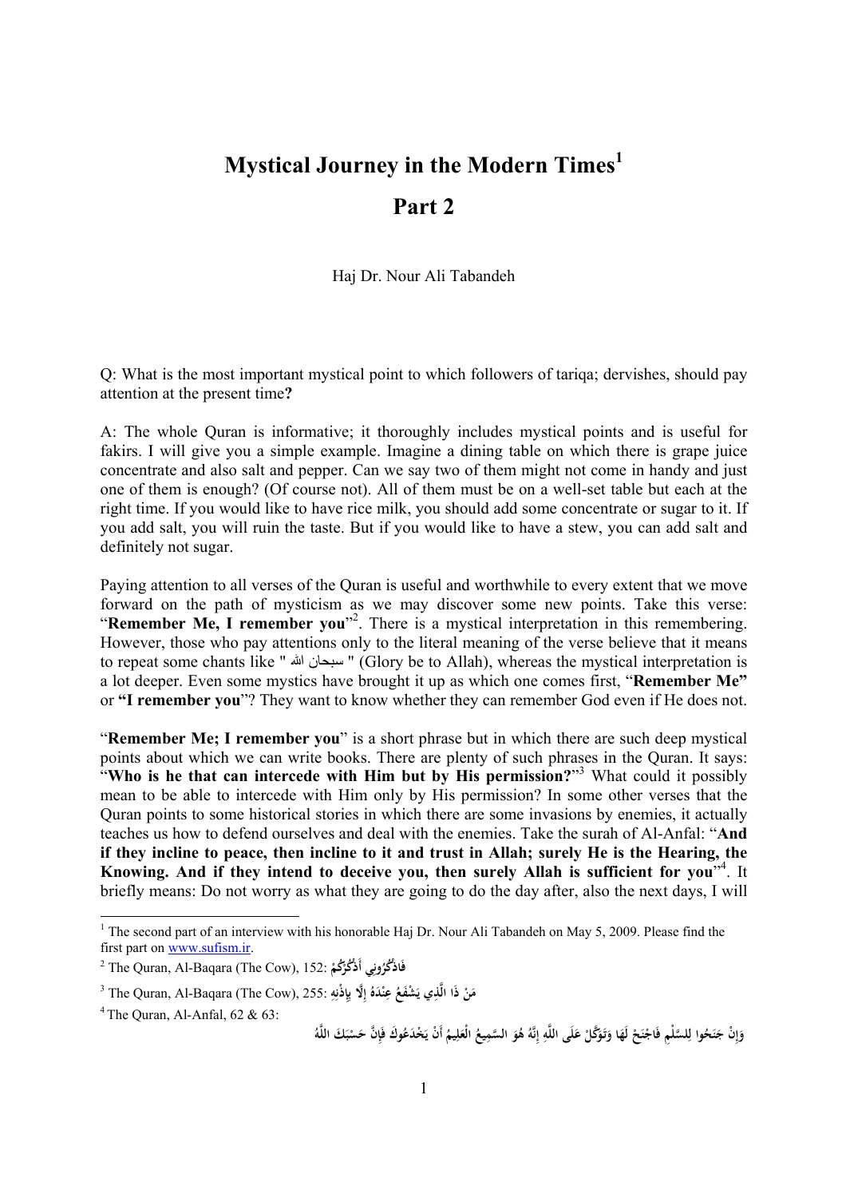# Mystical Journey in the Modern Times[1]

## Part 2

Haj Dr. Nour Ali Tabandeh

Q: What is the most important mystical point to which followers of tariqa; dervishes, should pay attention at the present time**?**

A: The whole Quran is informative; it thoroughly includes mystical points and is useful for fakirs. I will give you a simple example. Imagine a dining table on which there is grape juice concentrate and also salt and pepper. Can we say two of them might not come in handy and just one of them is enough? (Of course not). All of them must be on a well-set table but each at the right time. If you would like to have rice milk, you should add some concentrate or sugar to it. If you add salt, you will ruin the taste. But if you would like to have a stew, you can add salt and definitely not sugar.

Paying attention to all verses of the Quran is useful and worthwhile to every extent that we move forward on the path of mysticism as we may discover some new points. Take this verse: "**Remember Me, I remember you**"[2]. There is a mystical interpretation in this remembering. However, those who pay attentions only to the literal meaning of the verse believe that it means to repeat some chants like " سبحان الله " (Glory be to Allah), whereas the mystical interpretation is a lot deeper. Even some mystics have brought it up as which one comes first, "**Remember Me"** or **"I remember you**"? They want to know whether they can remember God even if He does not.

"**Remember Me; I remember you**" is a short phrase but in which there are such deep mystical points about which we can write books. There are plenty of such phrases in the Quran. It says: "**Who is he that can intercede with Him but by His permission?**"[3] What could it possibly mean to be able to intercede with Him only by His permission? In some other verses that the Quran points to some historical stories in which there are some invasions by enemies, it actually teaches us how to defend ourselves and deal with the enemies. Take the surah of Al-Anfal: "**And if they incline to peace, then incline to it and trust in Allah; surely He is the Hearing, the Knowing. And if they intend to deceive you, then surely Allah is sufficient for you**"[4]. It briefly means: Do not worry as what they are going to do the day after, also the next days, I will

---

[1] The second part of an interview with his honorable Haj Dr. Nour Ali Tabandeh on May 5, 2009. Please find the first part on www.sufism.ir.

[2] The Quran, Al-Baqara (The Cow), 152: فَاذْكُرُونِي أَذْكُرْكُمْ

[3] The Quran, Al-Baqara (The Cow), 255: مَنْ ذَا الَّذِي يَشْفَعُ عِنْدَهُ إِلَّا بِإِذْنِهِ

[4] The Quran, Al-Anfal, 62 & 63:

وَإِنْ جَنَحُوا لِلسَّلْمِ فَاجْنَحْ لَهَا وَتَوَكَّلْ عَلَى اللَّهِ إِنَّهُ هُوَ السَّمِيعُ الْعَلِيمُ أَنْ يَخْدَعُوكَ فَإِنَّ حَسْبَكَ اللَّهُ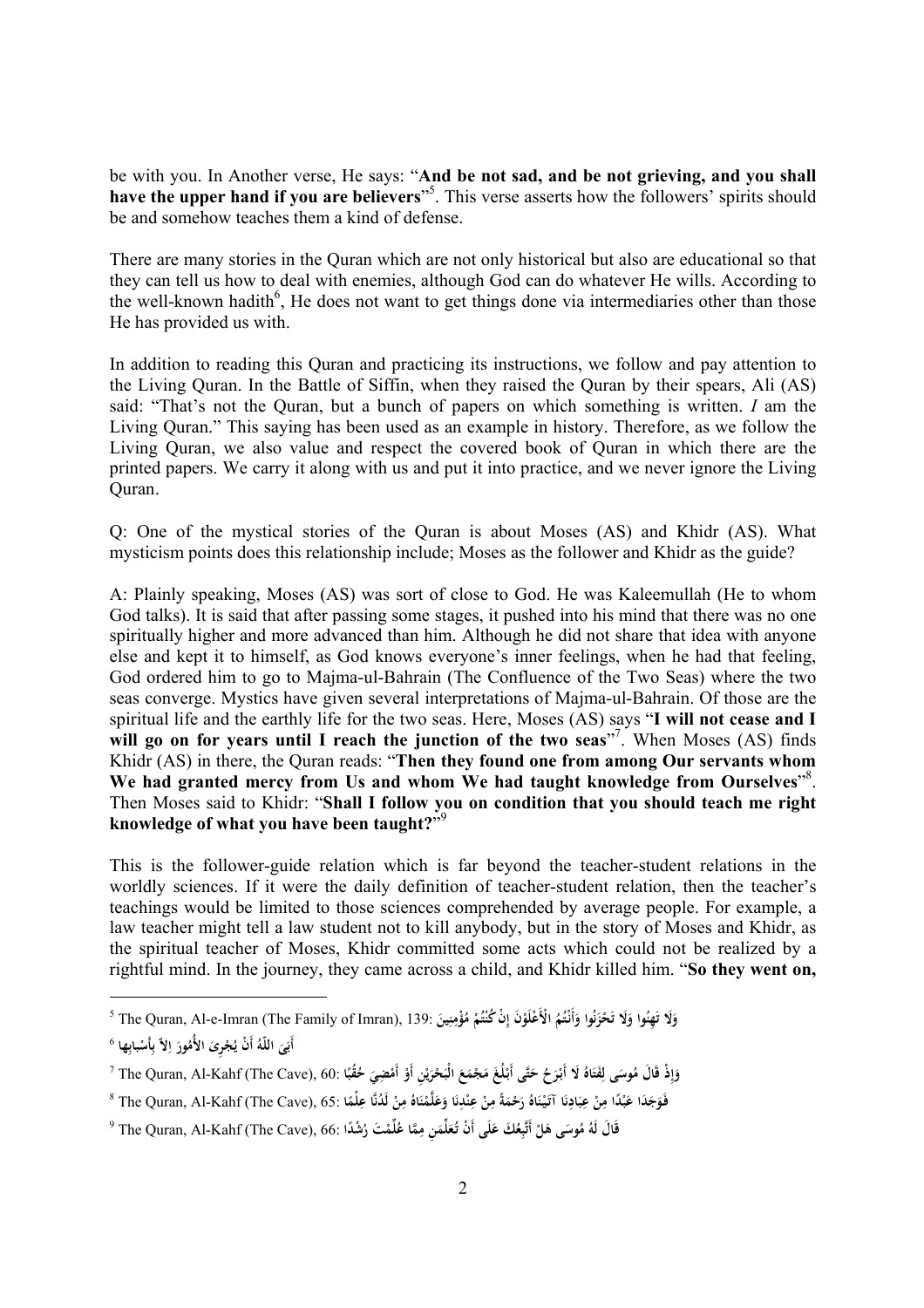be with you. In Another verse, He says: "**And be not sad, and be not grieving, and you shall have the upper hand if you are believers**"[5]. This verse asserts how the followers' spirits should be and somehow teaches them a kind of defense.

There are many stories in the Quran which are not only historical but also are educational so that they can tell us how to deal with enemies, although God can do whatever He wills. According to the well-known hadith[6], He does not want to get things done via intermediaries other than those He has provided us with.

In addition to reading this Quran and practicing its instructions, we follow and pay attention to the Living Quran. In the Battle of Siffin, when they raised the Quran by their spears, Ali (AS) said: "That's not the Quran, but a bunch of papers on which something is written. *I* am the Living Quran." This saying has been used as an example in history. Therefore, as we follow the Living Quran, we also value and respect the covered book of Quran in which there are the printed papers. We carry it along with us and put it into practice, and we never ignore the Living Quran.

Q: One of the mystical stories of the Quran is about Moses (AS) and Khidr (AS). What mysticism points does this relationship include; Moses as the follower and Khidr as the guide?

A: Plainly speaking, Moses (AS) was sort of close to God. He was Kaleemullah (He to whom God talks). It is said that after passing some stages, it pushed into his mind that there was no one spiritually higher and more advanced than him. Although he did not share that idea with anyone else and kept it to himself, as God knows everyone's inner feelings, when he had that feeling, God ordered him to go to Majma-ul-Bahrain (The Confluence of the Two Seas) where the two seas converge. Mystics have given several interpretations of Majma-ul-Bahrain. Of those are the spiritual life and the earthly life for the two seas. Here, Moses (AS) says "**I will not cease and I will go on for years until I reach the junction of the two seas**"[7]. When Moses (AS) finds Khidr (AS) in there, the Quran reads: "**Then they found one from among Our servants whom We had granted mercy from Us and whom We had taught knowledge from Ourselves**"[8]. Then Moses said to Khidr: "**Shall I follow you on condition that you should teach me right knowledge of what you have been taught?**"[9]

This is the follower-guide relation which is far beyond the teacher-student relations in the worldly sciences. If it were the daily definition of teacher-student relation, then the teacher's teachings would be limited to those sciences comprehended by average people. For example, a law teacher might tell a law student not to kill anybody, but in the story of Moses and Khidr, as the spiritual teacher of Moses, Khidr committed some acts which could not be realized by a rightful mind. In the journey, they came across a child, and Khidr killed him. "**So they went on,**

---

[5] The Quran, Al-e-Imran (The Family of Imran), 139: وَلَا تَهِنُوا وَلَا تَحْزَنُوا وَأَنْتُمُ الْأَعْلَوْنَ إِنْ كُنْتُمْ مُؤْمِنِينَ

[6] أَبَىَ اللّهُ أَنْ يُجْرِىَ الأُمُورَ اِلاّ بِأَسْبابِها

[7] The Quran, Al-Kahf (The Cave), 60: وَإِذْ قَالَ مُوسَى لِفَتَاهُ لَا أَبْرَحُ حَتَّى أَبْلُغَ مَجْمَعَ الْبَحْرَيْنِ أَوْ أَمْضِيَ حُقُبًا

[8] The Quran, Al-Kahf (The Cave), 65: فَوَجَدَا عَبْدًا مِنْ عِبَادِنَا آتَيْنَاهُ رَحْمَةً مِنْ عِنْدِنَا وَعَلَّمْنَاهُ مِنْ لَدُنَّا عِلْمًا

[9] The Quran, Al-Kahf (The Cave), 66: قَالَ لَهُ مُوسَى هَلْ أَتَّبِعُكَ عَلَى أَنْ تُعَلِّمَنِ مِمَّا عُلِّمْتَ رُشْدًا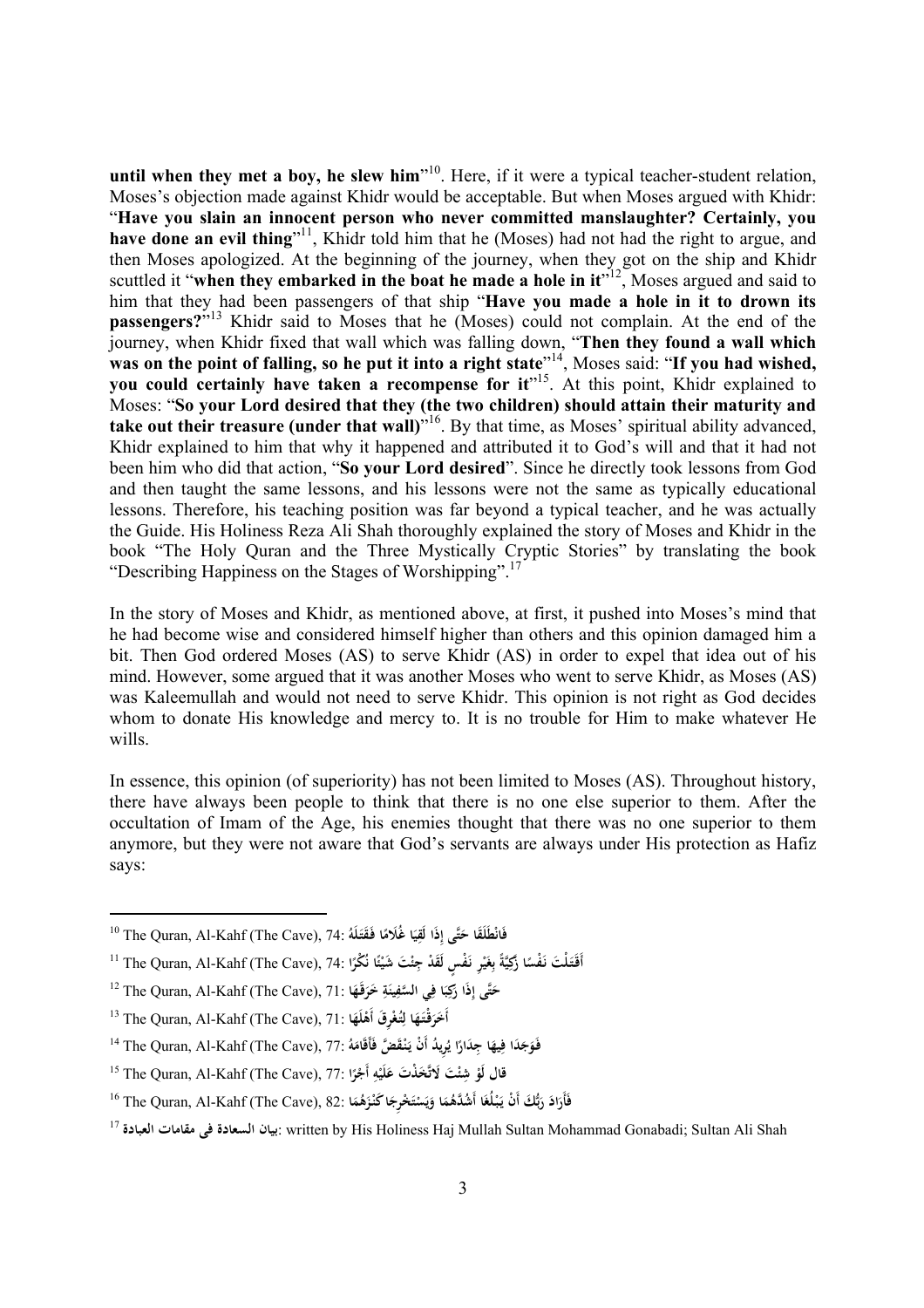**until when they met a boy, he slew him**"[10]. Here, if it were a typical teacher-student relation, Moses's objection made against Khidr would be acceptable. But when Moses argued with Khidr: "**Have you slain an innocent person who never committed manslaughter? Certainly, you have done an evil thing**"[11], Khidr told him that he (Moses) had not had the right to argue, and then Moses apologized. At the beginning of the journey, when they got on the ship and Khidr scuttled it "**when they embarked in the boat he made a hole in it**"[12], Moses argued and said to him that they had been passengers of that ship "**Have you made a hole in it to drown its passengers?**"[13] Khidr said to Moses that he (Moses) could not complain. At the end of the journey, when Khidr fixed that wall which was falling down, "**Then they found a wall which was on the point of falling, so he put it into a right state**"[14], Moses said: "**If you had wished, you could certainly have taken a recompense for it**"[15]. At this point, Khidr explained to Moses: "**So your Lord desired that they (the two children) should attain their maturity and take out their treasure (under that wall)**"[16]. By that time, as Moses' spiritual ability advanced, Khidr explained to him that why it happened and attributed it to God's will and that it had not been him who did that action, "**So your Lord desired**". Since he directly took lessons from God and then taught the same lessons, and his lessons were not the same as typically educational lessons. Therefore, his teaching position was far beyond a typical teacher, and he was actually the Guide. His Holiness Reza Ali Shah thoroughly explained the story of Moses and Khidr in the book "The Holy Quran and the Three Mystically Cryptic Stories" by translating the book "Describing Happiness on the Stages of Worshipping".[17]

In the story of Moses and Khidr, as mentioned above, at first, it pushed into Moses's mind that he had become wise and considered himself higher than others and this opinion damaged him a bit. Then God ordered Moses (AS) to serve Khidr (AS) in order to expel that idea out of his mind. However, some argued that it was another Moses who went to serve Khidr, as Moses (AS) was Kaleemullah and would not need to serve Khidr. This opinion is not right as God decides whom to donate His knowledge and mercy to. It is no trouble for Him to make whatever He wills.

In essence, this opinion (of superiority) has not been limited to Moses (AS). Throughout history, there have always been people to think that there is no one else superior to them. After the occultation of Imam of the Age, his enemies thought that there was no one superior to them anymore, but they were not aware that God's servants are always under His protection as Hafiz says:

---

[10] The Quran, Al-Kahf (The Cave), 74: فَانطَلَقَا حَتَّى إِذَا لَقِيَا غُلَامًا فَقَتَلَهُ

[11] The Quran, Al-Kahf (The Cave), 74: أَقَتَلْتَ نَفْسًا زَكِيَّةً بِغَيْرِ نَفْسٍ لَقَدْ جِئْتَ شَيْئًا نُكْرًا

[12] The Quran, Al-Kahf (The Cave), 71: حَتَّى إِذَا رَكِبَا فِي السَّفِينَةِ خَرَقَهَا

[13] The Quran, Al-Kahf (The Cave), 71: أَخَرَقْتَهَا لِتُغْرِقَ أَهْلَهَا

[14] The Quran, Al-Kahf (The Cave), 77: فَوَجَدَا فِيهَا جِدَارًا يُرِيدُ أَنْ يَنْقَضَّ فَأَقَامَهُ

[15] The Quran, Al-Kahf (The Cave), 77: قال لَوْ شِئْتَ لَاتَّخَذْتَ عَلَيْهِ أَجْرًا

[16] The Quran, Al-Kahf (The Cave), 82: فَأَرَادَ رَبُّكَ أَنْ يَبْلُغَا أَشُدَّهُمَا وَيَسْتَخْرِجَا كَنْزَهُمَا

[17] بيان السعادة فى مقامات العبادة: written by His Holiness Haj Mullah Sultan Mohammad Gonabadi; Sultan Ali Shah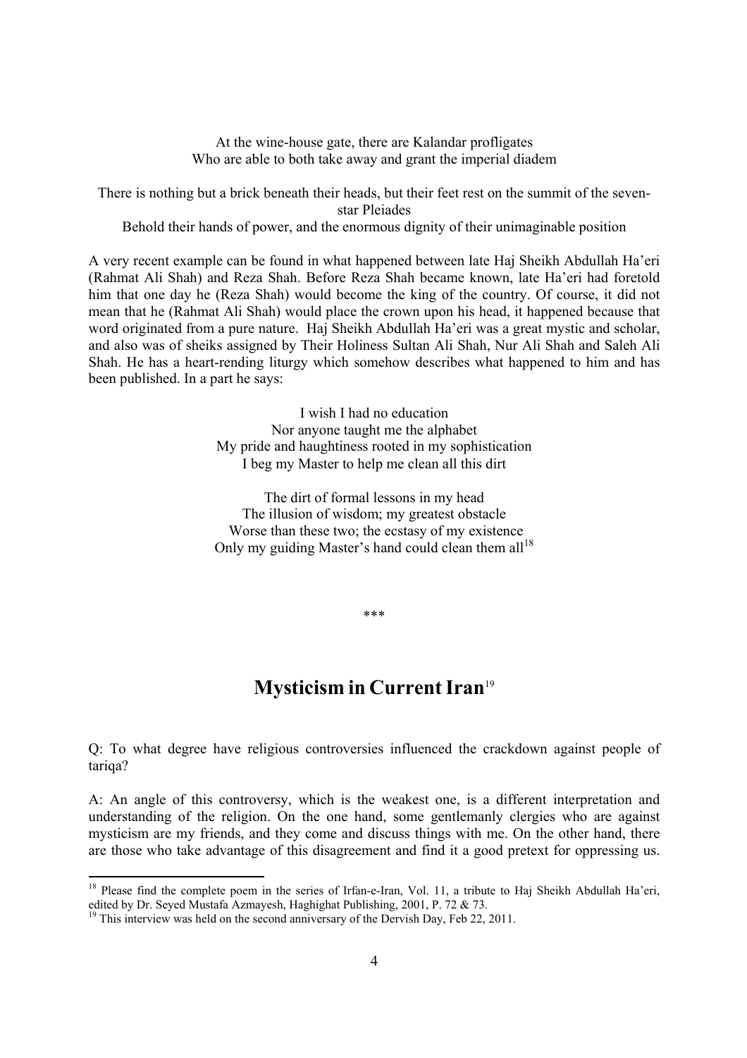At the wine-house gate, there are Kalandar profligates
Who are able to both take away and grant the imperial diadem

There is nothing but a brick beneath their heads, but their feet rest on the summit of the seven-star Pleiades
Behold their hands of power, and the enormous dignity of their unimaginable position

A very recent example can be found in what happened between late Haj Sheikh Abdullah Ha'eri (Rahmat Ali Shah) and Reza Shah. Before Reza Shah became known, late Ha'eri had foretold him that one day he (Reza Shah) would become the king of the country. Of course, it did not mean that he (Rahmat Ali Shah) would place the crown upon his head, it happened because that word originated from a pure nature. Haj Sheikh Abdullah Ha'eri was a great mystic and scholar, and also was of sheiks assigned by Their Holiness Sultan Ali Shah, Nur Ali Shah and Saleh Ali Shah. He has a heart-rending liturgy which somehow describes what happened to him and has been published. In a part he says:

I wish I had no education
Nor anyone taught me the alphabet
My pride and haughtiness rooted in my sophistication
I beg my Master to help me clean all this dirt

The dirt of formal lessons in my head
The illusion of wisdom; my greatest obstacle
Worse than these two; the ecstasy of my existence
Only my guiding Master's hand could clean them all[18]

\*\*\*

## Mysticism in Current Iran[19]

Q: To what degree have religious controversies influenced the crackdown against people of tariqa?

A: An angle of this controversy, which is the weakest one, is a different interpretation and understanding of the religion. On the one hand, some gentlemanly clergies who are against mysticism are my friends, and they come and discuss things with me. On the other hand, there are those who take advantage of this disagreement and find it a good pretext for oppressing us.

---

[18] Please find the complete poem in the series of Irfan-e-Iran, Vol. 11, a tribute to Haj Sheikh Abdullah Ha'eri, edited by Dr. Seyed Mustafa Azmayesh, Haghighat Publishing, 2001, P. 72 & 73.

[19] This interview was held on the second anniversary of the Dervish Day, Feb 22, 2011.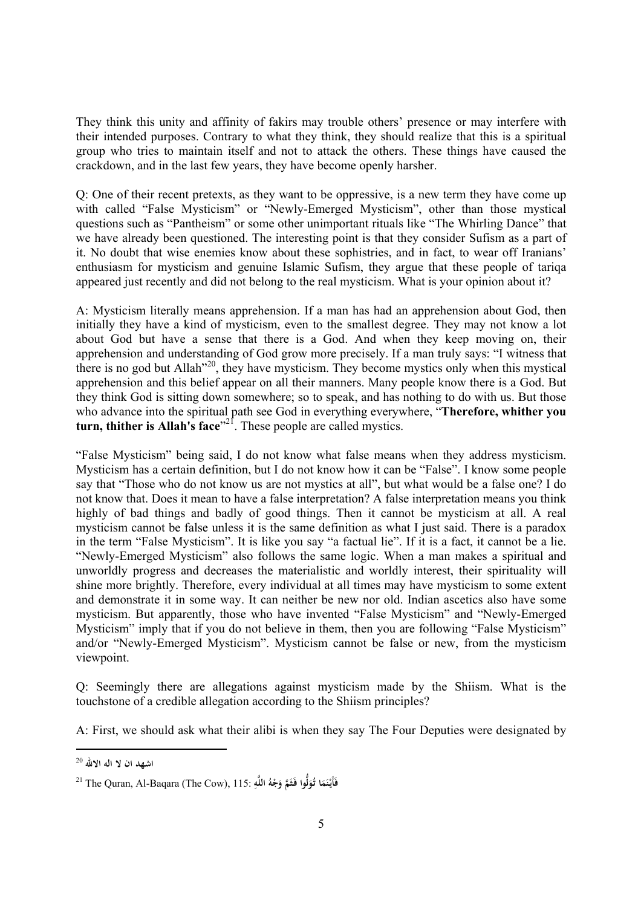They think this unity and affinity of fakirs may trouble others' presence or may interfere with their intended purposes. Contrary to what they think, they should realize that this is a spiritual group who tries to maintain itself and not to attack the others. These things have caused the crackdown, and in the last few years, they have become openly harsher.

Q: One of their recent pretexts, as they want to be oppressive, is a new term they have come up with called "False Mysticism" or "Newly-Emerged Mysticism", other than those mystical questions such as "Pantheism" or some other unimportant rituals like "The Whirling Dance" that we have already been questioned. The interesting point is that they consider Sufism as a part of it. No doubt that wise enemies know about these sophistries, and in fact, to wear off Iranians' enthusiasm for mysticism and genuine Islamic Sufism, they argue that these people of tariqa appeared just recently and did not belong to the real mysticism. What is your opinion about it?

A: Mysticism literally means apprehension. If a man has had an apprehension about God, then initially they have a kind of mysticism, even to the smallest degree. They may not know a lot about God but have a sense that there is a God. And when they keep moving on, their apprehension and understanding of God grow more precisely. If a man truly says: "I witness that there is no god but Allah"[20], they have mysticism. They become mystics only when this mystical apprehension and this belief appear on all their manners. Many people know there is a God. But they think God is sitting down somewhere; so to speak, and has nothing to do with us. But those who advance into the spiritual path see God in everything everywhere, "**Therefore, whither you turn, thither is Allah's face**"[21]. These people are called mystics.

"False Mysticism" being said, I do not know what false means when they address mysticism. Mysticism has a certain definition, but I do not know how it can be "False". I know some people say that "Those who do not know us are not mystics at all", but what would be a false one? I do not know that. Does it mean to have a false interpretation? A false interpretation means you think highly of bad things and badly of good things. Then it cannot be mysticism at all. A real mysticism cannot be false unless it is the same definition as what I just said. There is a paradox in the term "False Mysticism". It is like you say "a factual lie". If it is a fact, it cannot be a lie. "Newly-Emerged Mysticism" also follows the same logic. When a man makes a spiritual and unworldly progress and decreases the materialistic and worldly interest, their spirituality will shine more brightly. Therefore, every individual at all times may have mysticism to some extent and demonstrate it in some way. It can neither be new nor old. Indian ascetics also have some mysticism. But apparently, those who have invented "False Mysticism" and "Newly-Emerged Mysticism" imply that if you do not believe in them, then you are following "False Mysticism" and/or "Newly-Emerged Mysticism". Mysticism cannot be false or new, from the mysticism viewpoint.

Q: Seemingly there are allegations against mysticism made by the Shiism. What is the touchstone of a credible allegation according to the Shiism principles?

A: First, we should ask what their alibi is when they say The Four Deputies were designated by

---

[20] اشهد ان لا اله الاالله

[21] The Quran, Al-Baqara (The Cow), 115: فَأَيْنَمَا تُوَلُّوا فَثَمَّ وَجْهُ اللَّهِ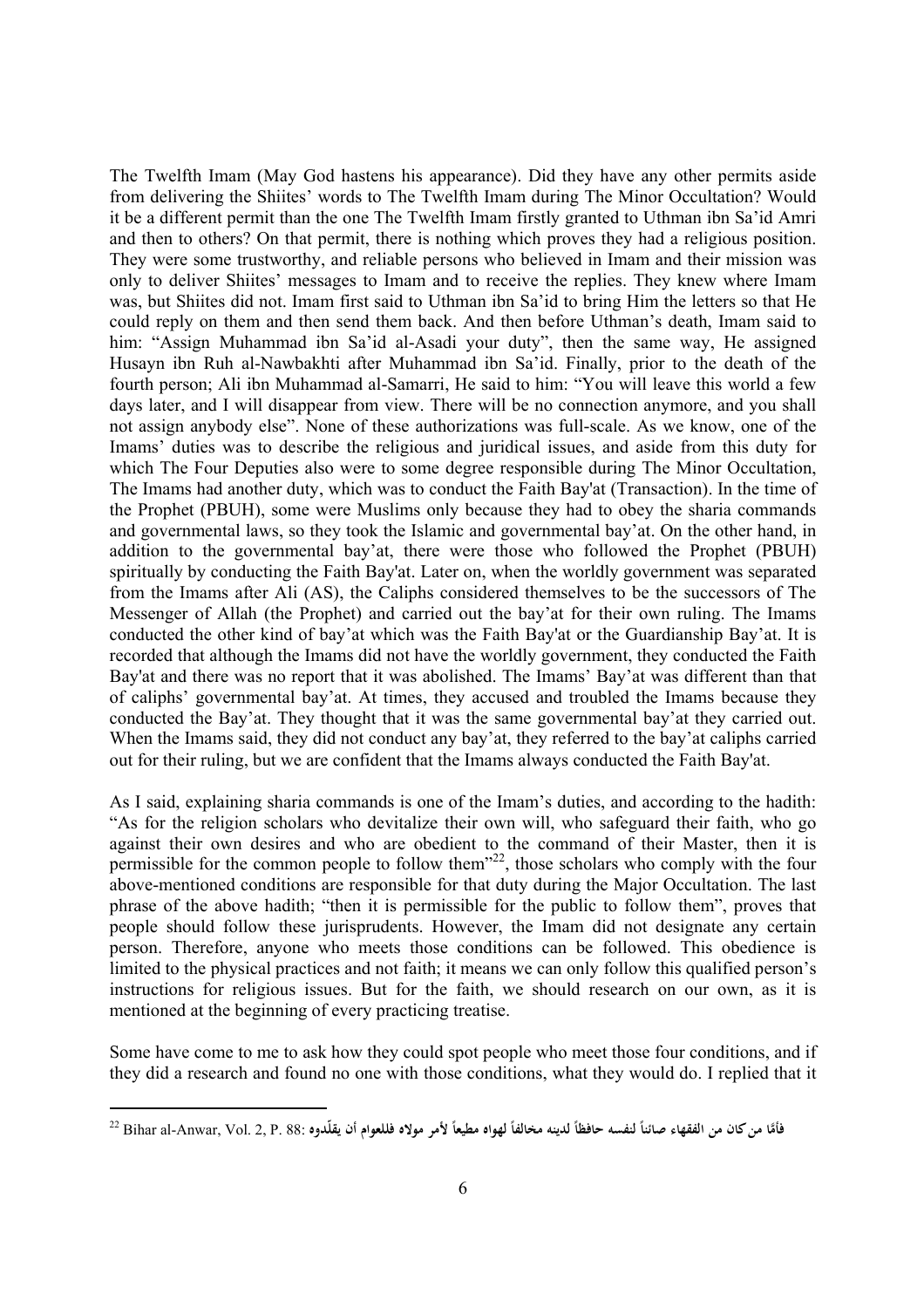The Twelfth Imam (May God hastens his appearance). Did they have any other permits aside from delivering the Shiites' words to The Twelfth Imam during The Minor Occultation? Would it be a different permit than the one The Twelfth Imam firstly granted to Uthman ibn Sa'id Amri and then to others? On that permit, there is nothing which proves they had a religious position. They were some trustworthy, and reliable persons who believed in Imam and their mission was only to deliver Shiites' messages to Imam and to receive the replies. They knew where Imam was, but Shiites did not. Imam first said to Uthman ibn Sa'id to bring Him the letters so that He could reply on them and then send them back. And then before Uthman's death, Imam said to him: "Assign Muhammad ibn Sa'id al-Asadi your duty", then the same way, He assigned Husayn ibn Ruh al-Nawbakhti after Muhammad ibn Sa'id. Finally, prior to the death of the fourth person; Ali ibn Muhammad al-Samarri, He said to him: "You will leave this world a few days later, and I will disappear from view. There will be no connection anymore, and you shall not assign anybody else". None of these authorizations was full-scale. As we know, one of the Imams' duties was to describe the religious and juridical issues, and aside from this duty for which The Four Deputies also were to some degree responsible during The Minor Occultation, The Imams had another duty, which was to conduct the Faith Bay'at (Transaction). In the time of the Prophet (PBUH), some were Muslims only because they had to obey the sharia commands and governmental laws, so they took the Islamic and governmental bay'at. On the other hand, in addition to the governmental bay'at, there were those who followed the Prophet (PBUH) spiritually by conducting the Faith Bay'at. Later on, when the worldly government was separated from the Imams after Ali (AS), the Caliphs considered themselves to be the successors of The Messenger of Allah (the Prophet) and carried out the bay'at for their own ruling. The Imams conducted the other kind of bay'at which was the Faith Bay'at or the Guardianship Bay'at. It is recorded that although the Imams did not have the worldly government, they conducted the Faith Bay'at and there was no report that it was abolished. The Imams' Bay'at was different than that of caliphs' governmental bay'at. At times, they accused and troubled the Imams because they conducted the Bay'at. They thought that it was the same governmental bay'at they carried out. When the Imams said, they did not conduct any bay'at, they referred to the bay'at caliphs carried out for their ruling, but we are confident that the Imams always conducted the Faith Bay'at.

As I said, explaining sharia commands is one of the Imam's duties, and according to the hadith: "As for the religion scholars who devitalize their own will, who safeguard their faith, who go against their own desires and who are obedient to the command of their Master, then it is permissible for the common people to follow them"[22], those scholars who comply with the four above-mentioned conditions are responsible for that duty during the Major Occultation. The last phrase of the above hadith; "then it is permissible for the public to follow them", proves that people should follow these jurisprudents. However, the Imam did not designate any certain person. Therefore, anyone who meets those conditions can be followed. This obedience is limited to the physical practices and not faith; it means we can only follow this qualified person's instructions for religious issues. But for the faith, we should research on our own, as it is mentioned at the beginning of every practicing treatise.

Some have come to me to ask how they could spot people who meet those four conditions, and if they did a research and found no one with those conditions, what they would do. I replied that it

---

[22] Bihar al-Anwar, Vol. 2, P. 88: فأمّا من كان من الفقهاء صائناً لنفسه حافظاً لدينه مخالفاً لهواه مطيعاً لأمر مولاه فللعوام أن يقلّدوه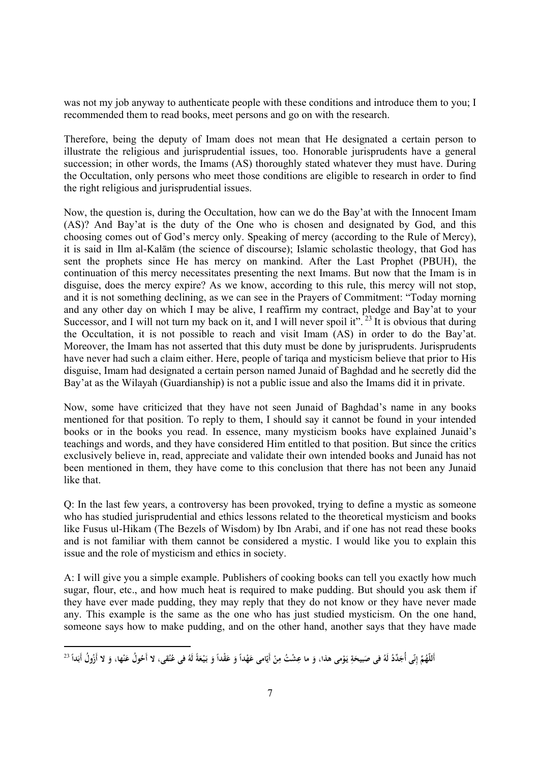was not my job anyway to authenticate people with these conditions and introduce them to you; I recommended them to read books, meet persons and go on with the research.

Therefore, being the deputy of Imam does not mean that He designated a certain person to illustrate the religious and jurisprudential issues, too. Honorable jurisprudents have a general succession; in other words, the Imams (AS) thoroughly stated whatever they must have. During the Occultation, only persons who meet those conditions are eligible to research in order to find the right religious and jurisprudential issues.

Now, the question is, during the Occultation, how can we do the Bay'at with the Innocent Imam (AS)? And Bay'at is the duty of the One who is chosen and designated by God, and this choosing comes out of God's mercy only. Speaking of mercy (according to the Rule of Mercy), it is said in Ilm al-Kalām (the science of discourse); Islamic scholastic theology, that God has sent the prophets since He has mercy on mankind. After the Last Prophet (PBUH), the continuation of this mercy necessitates presenting the next Imams. But now that the Imam is in disguise, does the mercy expire? As we know, according to this rule, this mercy will not stop, and it is not something declining, as we can see in the Prayers of Commitment: "Today morning and any other day on which I may be alive, I reaffirm my contract, pledge and Bay'at to your Successor, and I will not turn my back on it, and I will never spoil it".[23] It is obvious that during the Occultation, it is not possible to reach and visit Imam (AS) in order to do the Bay'at. Moreover, the Imam has not asserted that this duty must be done by jurisprudents. Jurisprudents have never had such a claim either. Here, people of tariqa and mysticism believe that prior to His disguise, Imam had designated a certain person named Junaid of Baghdad and he secretly did the Bay'at as the Wilayah (Guardianship) is not a public issue and also the Imams did it in private.

Now, some have criticized that they have not seen Junaid of Baghdad's name in any books mentioned for that position. To reply to them, I should say it cannot be found in your intended books or in the books you read. In essence, many mysticism books have explained Junaid's teachings and words, and they have considered Him entitled to that position. But since the critics exclusively believe in, read, appreciate and validate their own intended books and Junaid has not been mentioned in them, they have come to this conclusion that there has not been any Junaid like that.

Q: In the last few years, a controversy has been provoked, trying to define a mystic as someone who has studied jurisprudential and ethics lessons related to the theoretical mysticism and books like Fusus ul-Hikam (The Bezels of Wisdom) by Ibn Arabi, and if one has not read these books and is not familiar with them cannot be considered a mystic. I would like you to explain this issue and the role of mysticism and ethics in society.

A: I will give you a simple example. Publishers of cooking books can tell you exactly how much sugar, flour, etc., and how much heat is required to make pudding. But should you ask them if they have ever made pudding, they may reply that they do not know or they have never made any. This example is the same as the one who has just studied mysticism. On the one hand, someone says how to make pudding, and on the other hand, another says that they have made

---

[23] أَللّهُمَّ إِنّی أُجَدِّدُ لَهُ فی صَبیحَةِ یَوْمی هذا، وَ ما عِشْتُ مِنْ أَیّامی عَهْداً وَ عَقْداً وَ بَیْعَةً لَهُ فی عُنُقی، لا أَحُولُ عَنْها، وَ لا أَزُولُ أَبَداً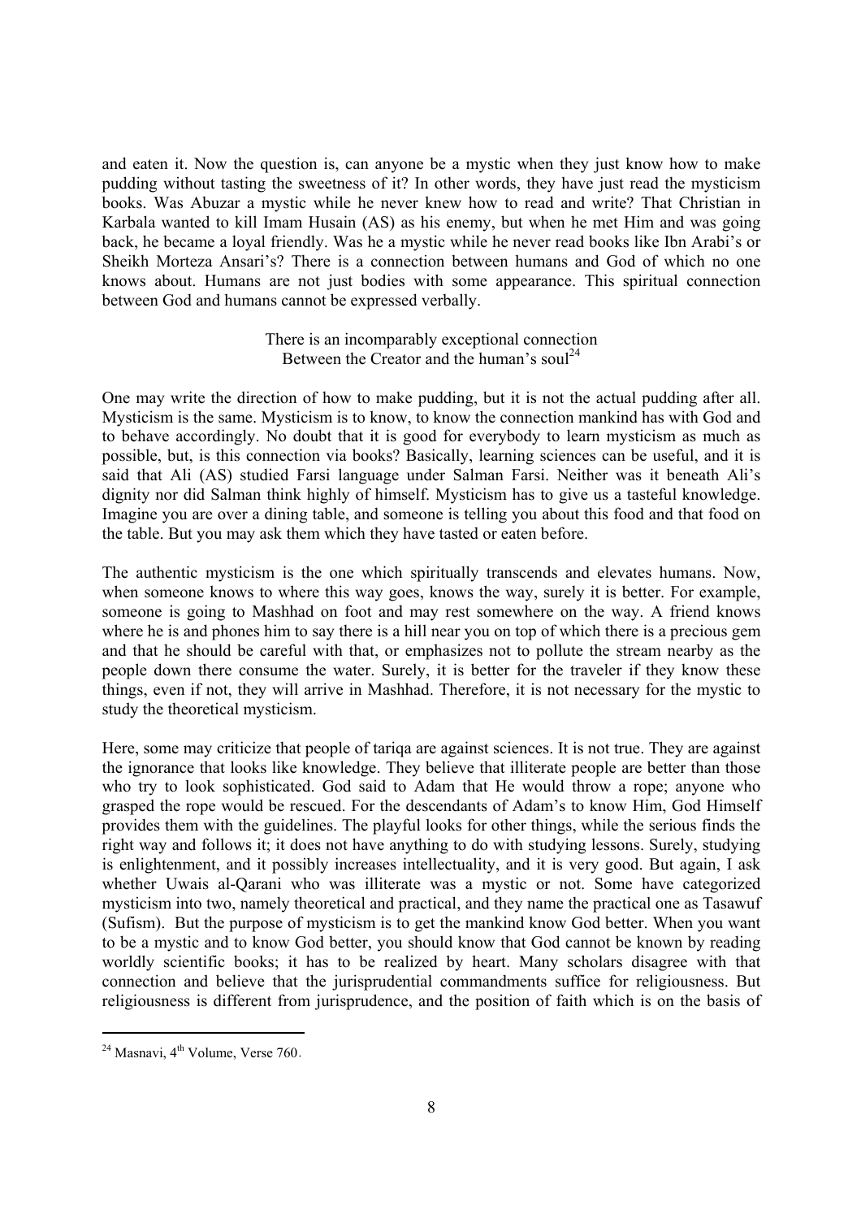and eaten it. Now the question is, can anyone be a mystic when they just know how to make pudding without tasting the sweetness of it? In other words, they have just read the mysticism books. Was Abuzar a mystic while he never knew how to read and write? That Christian in Karbala wanted to kill Imam Husain (AS) as his enemy, but when he met Him and was going back, he became a loyal friendly. Was he a mystic while he never read books like Ibn Arabi's or Sheikh Morteza Ansari's? There is a connection between humans and God of which no one knows about. Humans are not just bodies with some appearance. This spiritual connection between God and humans cannot be expressed verbally.

There is an incomparably exceptional connection  
Between the Creator and the human's soul[24]

One may write the direction of how to make pudding, but it is not the actual pudding after all. Mysticism is the same. Mysticism is to know, to know the connection mankind has with God and to behave accordingly. No doubt that it is good for everybody to learn mysticism as much as possible, but, is this connection via books? Basically, learning sciences can be useful, and it is said that Ali (AS) studied Farsi language under Salman Farsi. Neither was it beneath Ali's dignity nor did Salman think highly of himself. Mysticism has to give us a tasteful knowledge. Imagine you are over a dining table, and someone is telling you about this food and that food on the table. But you may ask them which they have tasted or eaten before.

The authentic mysticism is the one which spiritually transcends and elevates humans. Now, when someone knows to where this way goes, knows the way, surely it is better. For example, someone is going to Mashhad on foot and may rest somewhere on the way. A friend knows where he is and phones him to say there is a hill near you on top of which there is a precious gem and that he should be careful with that, or emphasizes not to pollute the stream nearby as the people down there consume the water. Surely, it is better for the traveler if they know these things, even if not, they will arrive in Mashhad. Therefore, it is not necessary for the mystic to study the theoretical mysticism.

Here, some may criticize that people of tariqa are against sciences. It is not true. They are against the ignorance that looks like knowledge. They believe that illiterate people are better than those who try to look sophisticated. God said to Adam that He would throw a rope; anyone who grasped the rope would be rescued. For the descendants of Adam's to know Him, God Himself provides them with the guidelines. The playful looks for other things, while the serious finds the right way and follows it; it does not have anything to do with studying lessons. Surely, studying is enlightenment, and it possibly increases intellectuality, and it is very good. But again, I ask whether Uwais al-Qarani who was illiterate was a mystic or not. Some have categorized mysticism into two, namely theoretical and practical, and they name the practical one as Tasawuf (Sufism). But the purpose of mysticism is to get the mankind know God better. When you want to be a mystic and to know God better, you should know that God cannot be known by reading worldly scientific books; it has to be realized by heart. Many scholars disagree with that connection and believe that the jurisprudential commandments suffice for religiousness. But religiousness is different from jurisprudence, and the position of faith which is on the basis of

[24] Masnavi, 4th Volume, Verse 760.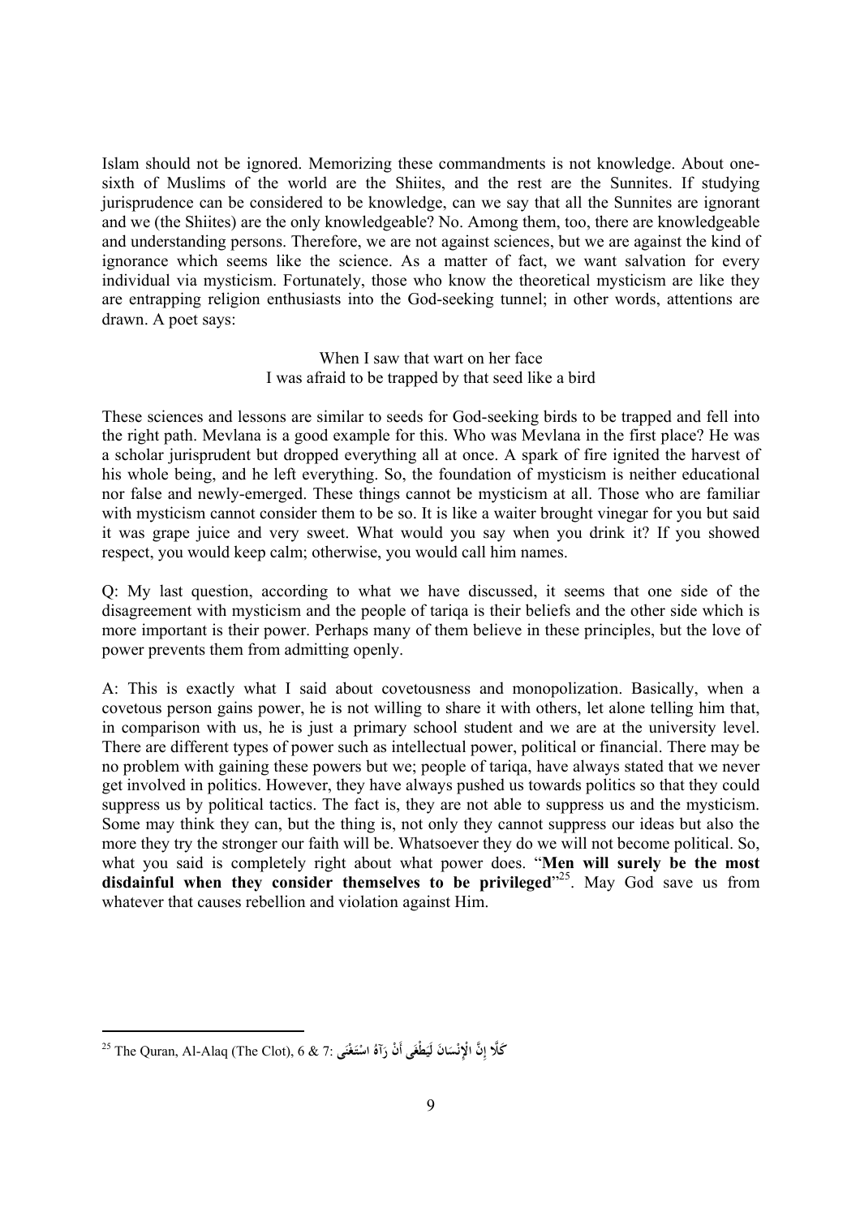Islam should not be ignored. Memorizing these commandments is not knowledge. About one-sixth of Muslims of the world are the Shiites, and the rest are the Sunnites. If studying jurisprudence can be considered to be knowledge, can we say that all the Sunnites are ignorant and we (the Shiites) are the only knowledgeable? No. Among them, too, there are knowledgeable and understanding persons. Therefore, we are not against sciences, but we are against the kind of ignorance which seems like the science. As a matter of fact, we want salvation for every individual via mysticism. Fortunately, those who know the theoretical mysticism are like they are entrapping religion enthusiasts into the God-seeking tunnel; in other words, attentions are drawn. A poet says:

When I saw that wart on her face
I was afraid to be trapped by that seed like a bird

These sciences and lessons are similar to seeds for God-seeking birds to be trapped and fell into the right path. Mevlana is a good example for this. Who was Mevlana in the first place? He was a scholar jurisprudent but dropped everything all at once. A spark of fire ignited the harvest of his whole being, and he left everything. So, the foundation of mysticism is neither educational nor false and newly-emerged. These things cannot be mysticism at all. Those who are familiar with mysticism cannot consider them to be so. It is like a waiter brought vinegar for you but said it was grape juice and very sweet. What would you say when you drink it? If you showed respect, you would keep calm; otherwise, you would call him names.

Q: My last question, according to what we have discussed, it seems that one side of the disagreement with mysticism and the people of tariqa is their beliefs and the other side which is more important is their power. Perhaps many of them believe in these principles, but the love of power prevents them from admitting openly.

A: This is exactly what I said about covetousness and monopolization. Basically, when a covetous person gains power, he is not willing to share it with others, let alone telling him that, in comparison with us, he is just a primary school student and we are at the university level. There are different types of power such as intellectual power, political or financial. There may be no problem with gaining these powers but we; people of tariqa, have always stated that we never get involved in politics. However, they have always pushed us towards politics so that they could suppress us by political tactics. The fact is, they are not able to suppress us and the mysticism. Some may think they can, but the thing is, not only they cannot suppress our ideas but also the more they try the stronger our faith will be. Whatsoever they do we will not become political. So, what you said is completely right about what power does. "**Men will surely be the most disdainful when they consider themselves to be privileged**"[25]. May God save us from whatever that causes rebellion and violation against Him.

---

[25] The Quran, Al-Alaq (The Clot), 6 & 7: كَلَّا إِنَّ الْإِنْسَانَ لَيَطْغَى أَنْ رَآهُ اسْتَغْنَى